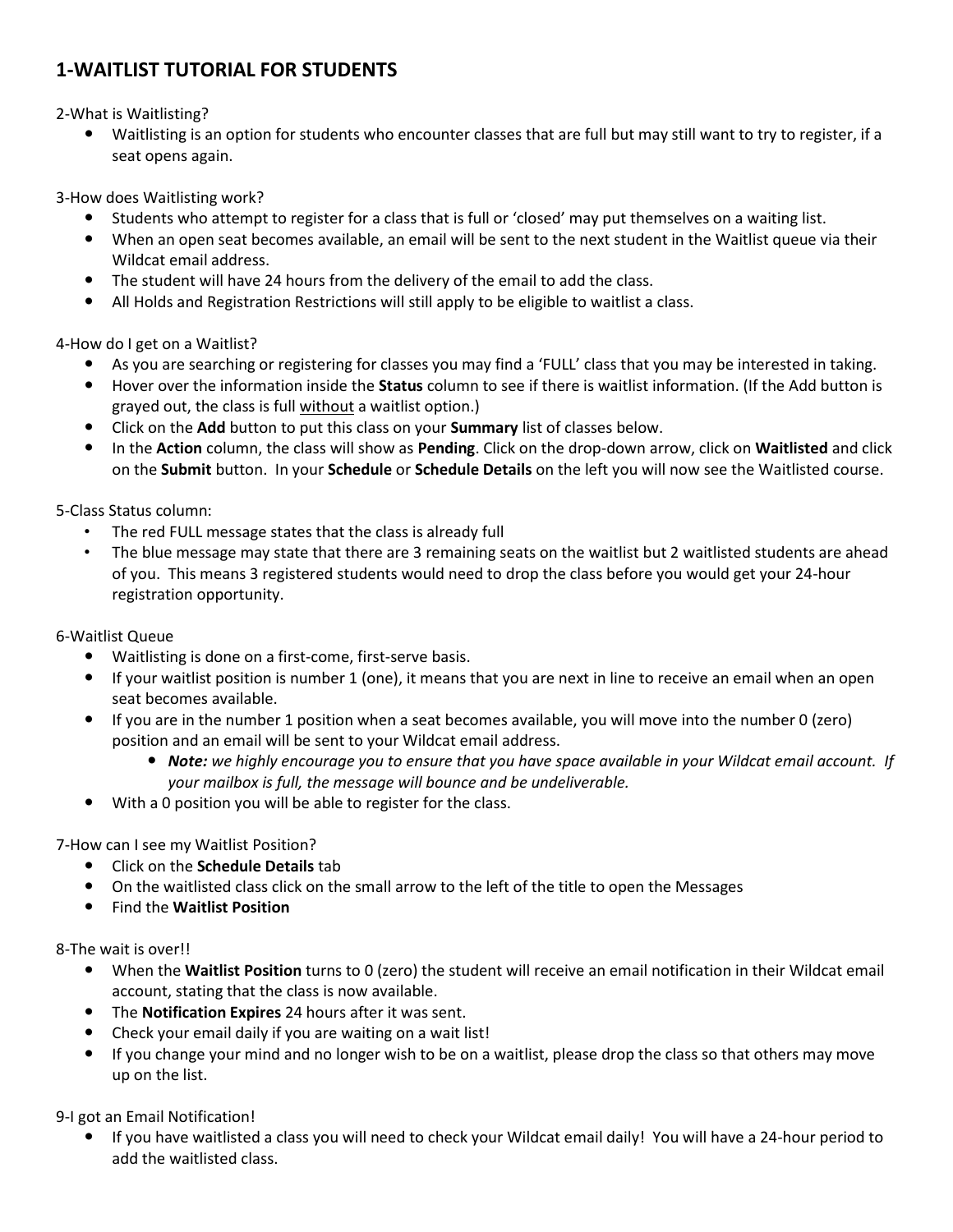# 1-WAITLIST TUTORIAL FOR STUDENTS

2-What is Waitlisting?

- Waitlisting is an option for students who encounter classes that are full but may still want to try to register, if a seat opens again.

3-How does Waitlisting work?

- Students who attempt to register for a class that is full or 'closed' may put themselves on a waiting list.
- When an open seat becomes available, an email will be sent to the next student in the Waitlist queue via their Wildcat email address.
- The student will have 24 hours from the delivery of the email to add the class.
- All Holds and Registration Restrictions will still apply to be eligible to waitlist a class.

4-How do I get on a Waitlist?

- As you are searching or registering for classes you may find a 'FULL' class that you may be interested in taking.
- Hover over the information inside the **Status** column to see if there is waitlist information. (If the Add button is grayed out, the class is full <u>without</u> a waitlist option.)
- Click on the **Add** button to put this class on your **Summary** list of classes below.
- In the **Action** column, the class will show as **Pending**. Click on the drop-down arrow, click on **Waitlisted** and click on the **Submit** button. In your **Schedule** or **Schedule Details** on the left you will now see the Waitlisted course.

5-Class Status column:

- The red FULL message states that the class is already full
- The blue message may state that there are 3 remaining seats on the waitlist but 2 waitlisted students are ahead of you. This means 3 registered students would need to drop the class before you would get your 24-hour registration opportunity.

6-Waitlist Queue

- Waitlisting is done on a first-come, first-serve basis.
- If your waitlist position is number 1 (one), it means that you are next in line to receive an email when an open seat becomes available.
- If you are in the number 1 position when a seat becomes available, you will move into the number 0 (zero) position and an email will be sent to your Wildcat email address.
  - ***Note:*** *we highly encourage you to ensure that you have space available in your Wildcat email account. If your mailbox is full, the message will bounce and be undeliverable.*
- With a 0 position you will be able to register for the class.

7-How can I see my Waitlist Position?

- Click on the **Schedule Details** tab
- On the waitlisted class click on the small arrow to the left of the title to open the Messages
- Find the **Waitlist Position**

8-The wait is over!!

- When the **Waitlist Position** turns to 0 (zero) the student will receive an email notification in their Wildcat email account, stating that the class is now available.
- The **Notification Expires** 24 hours after it was sent.
- Check your email daily if you are waiting on a wait list!
- If you change your mind and no longer wish to be on a waitlist, please drop the class so that others may move up on the list.

9-I got an Email Notification!

- If you have waitlisted a class you will need to check your Wildcat email daily! You will have a 24-hour period to add the waitlisted class.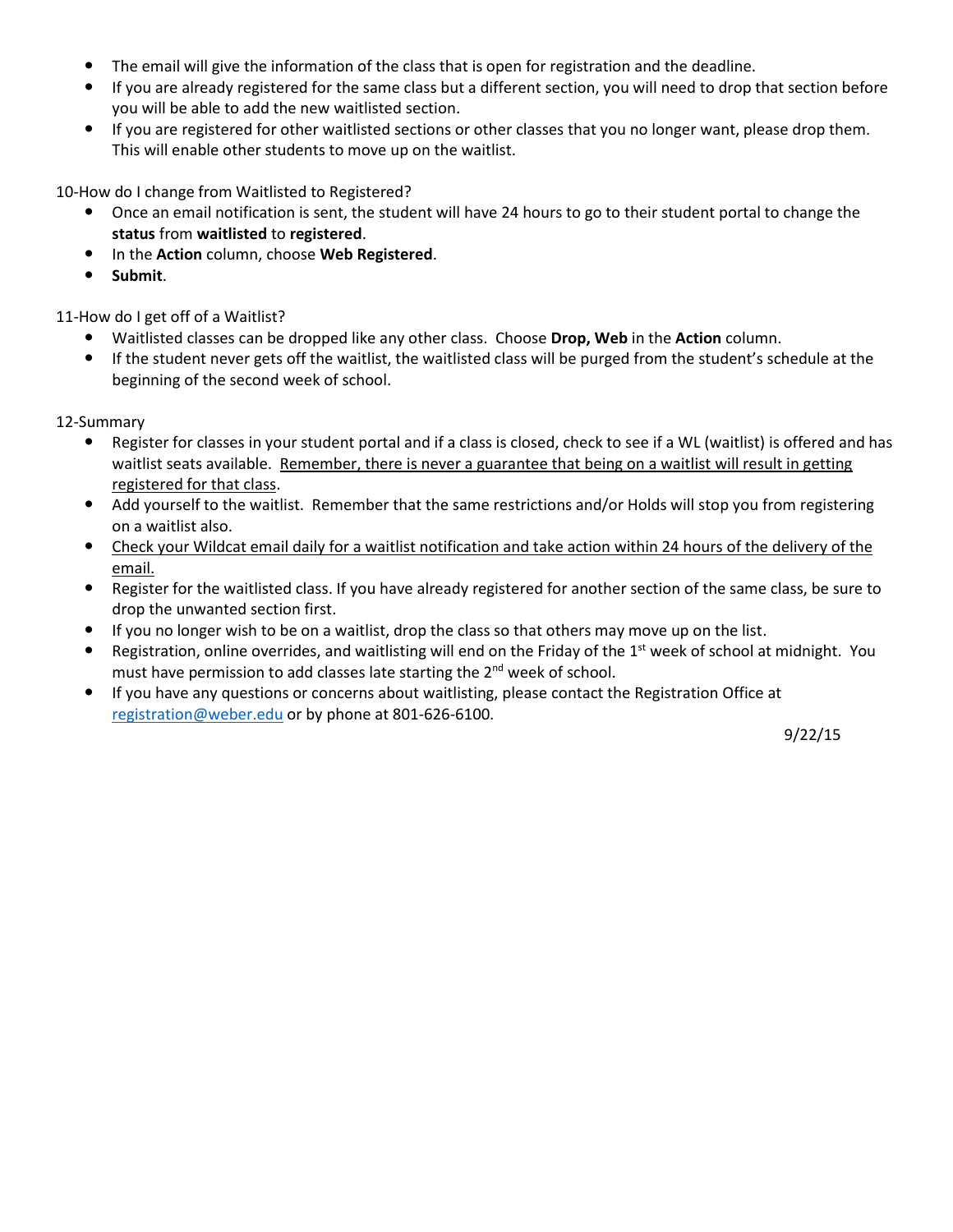- The email will give the information of the class that is open for registration and the deadline.
- If you are already registered for the same class but a different section, you will need to drop that section before you will be able to add the new waitlisted section.
- If you are registered for other waitlisted sections or other classes that you no longer want, please drop them. This will enable other students to move up on the waitlist.

10-How do I change from Waitlisted to Registered?

- Once an email notification is sent, the student will have 24 hours to go to their student portal to change the **status** from **waitlisted** to **registered**.
- In the **Action** column, choose **Web Registered**.
- **Submit**.

11-How do I get off of a Waitlist?

- Waitlisted classes can be dropped like any other class. Choose **Drop, Web** in the **Action** column.
- If the student never gets off the waitlist, the waitlisted class will be purged from the student's schedule at the beginning of the second week of school.

12-Summary

- Register for classes in your student portal and if a class is closed, check to see if a WL (waitlist) is offered and has waitlist seats available. <u>Remember, there is never a guarantee that being on a waitlist will result in getting registered for that class</u>.
- Add yourself to the waitlist. Remember that the same restrictions and/or Holds will stop you from registering on a waitlist also.
- <u>Check your Wildcat email daily for a waitlist notification and take action within 24 hours of the delivery of the email.</u>
- Register for the waitlisted class. If you have already registered for another section of the same class, be sure to drop the unwanted section first.
- If you no longer wish to be on a waitlist, drop the class so that others may move up on the list.
- Registration, online overrides, and waitlisting will end on the Friday of the 1st week of school at midnight. You must have permission to add classes late starting the 2nd week of school.
- If you have any questions or concerns about waitlisting, please contact the Registration Office at registration@weber.edu or by phone at 801-626-6100.

9/22/15